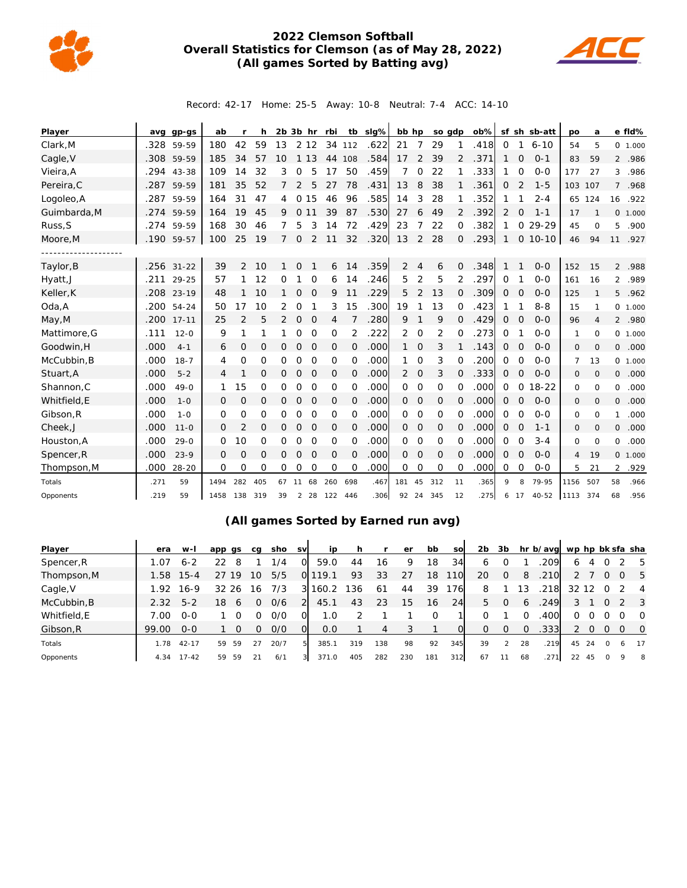# 2022 Clemson Softball
## Overall Statistics for Clemson (as of May 28, 2022)
### (All games Sorted by Batting avg)

Record: 42-17 Home: 25-5 Away: 10-8 Neutral: 7-4 ACC: 14-10

| Player | avg | gp-gs | ab | r | h | 2b | 3b | hr | rbi | tb | slg% | bb | hp | so | gdp | ob% | sf | sh | sb-att | po | a | e | fld% |
|---|---|---|---|---|---|---|---|---|---|---|---|---|---|---|---|---|---|---|---|---|---|---|---|
| Clark,M | .328 | 59-59 | 180 | 42 | 59 | 13 | 2 | 12 | 34 | 112 | .622 | 21 | 7 | 29 | 1 | .418 | 0 | 1 | 6-10 | 54 | 5 | 0 | 1.000 |
| Cagle,V | .308 | 59-59 | 185 | 34 | 57 | 10 | 1 | 13 | 44 | 108 | .584 | 17 | 2 | 39 | 2 | .371 | 1 | 0 | 0-1 | 83 | 59 | 2 | .986 |
| Vieira,A | .294 | 43-38 | 109 | 14 | 32 | 3 | 0 | 5 | 17 | 50 | .459 | 7 | 0 | 22 | 1 | .333 | 1 | 0 | 0-0 | 177 | 27 | 3 | .986 |
| Pereira,C | .287 | 59-59 | 181 | 35 | 52 | 7 | 2 | 5 | 27 | 78 | .431 | 13 | 8 | 38 | 1 | .361 | 0 | 2 | 1-5 | 103 | 107 | 7 | .968 |
| Logoleo,A | .287 | 59-59 | 164 | 31 | 47 | 4 | 0 | 15 | 46 | 96 | .585 | 14 | 3 | 28 | 1 | .352 | 1 | 1 | 2-4 | 65 | 124 | 16 | .922 |
| Guimbarda,M | .274 | 59-59 | 164 | 19 | 45 | 9 | 0 | 11 | 39 | 87 | .530 | 27 | 6 | 49 | 2 | .392 | 2 | 0 | 1-1 | 17 | 1 | 0 | 1.000 |
| Russ,S | .274 | 59-59 | 168 | 30 | 46 | 7 | 5 | 3 | 14 | 72 | .429 | 23 | 7 | 22 | 0 | .382 | 1 | 0 | 29-29 | 45 | 0 | 5 | .900 |
| Moore,M | .190 | 59-57 | 100 | 25 | 19 | 7 | 0 | 2 | 11 | 32 | .320 | 13 | 2 | 28 | 0 | .293 | 1 | 0 | 10-10 | 46 | 94 | 11 | .927 |
| -------------------- | | | | | | | | | | | | | | | | | | | | | | | |
| Taylor,B | .256 | 31-22 | 39 | 2 | 10 | 1 | 0 | 1 | 6 | 14 | .359 | 2 | 4 | 6 | 0 | .348 | 1 | 1 | 0-0 | 152 | 15 | 2 | .988 |
| Hyatt,J | .211 | 29-25 | 57 | 1 | 12 | 0 | 1 | 0 | 6 | 14 | .246 | 5 | 2 | 5 | 2 | .297 | 0 | 1 | 0-0 | 161 | 16 | 2 | .989 |
| Keller,K | .208 | 23-19 | 48 | 1 | 10 | 1 | 0 | 0 | 9 | 11 | .229 | 5 | 2 | 13 | 0 | .309 | 0 | 0 | 0-0 | 125 | 1 | 5 | .962 |
| Oda,A | .200 | 54-24 | 50 | 17 | 10 | 2 | 0 | 1 | 3 | 15 | .300 | 19 | 1 | 13 | 0 | .423 | 1 | 1 | 8-8 | 15 | 1 | 0 | 1.000 |
| May,M | .200 | 17-11 | 25 | 2 | 5 | 2 | 0 | 0 | 4 | 7 | .280 | 9 | 1 | 9 | 0 | .429 | 0 | 0 | 0-0 | 96 | 4 | 2 | .980 |
| Mattimore,G | .111 | 12-0 | 9 | 1 | 1 | 1 | 0 | 0 | 0 | 2 | .222 | 2 | 0 | 2 | 0 | .273 | 0 | 1 | 0-0 | 1 | 0 | 0 | 1.000 |
| Goodwin,H | .000 | 4-1 | 6 | 0 | 0 | 0 | 0 | 0 | 0 | 0 | .000 | 1 | 0 | 3 | 1 | .143 | 0 | 0 | 0-0 | 0 | 0 | 0 | .000 |
| McCubbin,B | .000 | 18-7 | 4 | 0 | 0 | 0 | 0 | 0 | 0 | 0 | .000 | 1 | 0 | 3 | 0 | .200 | 0 | 0 | 0-0 | 7 | 13 | 0 | 1.000 |
| Stuart,A | .000 | 5-2 | 4 | 1 | 0 | 0 | 0 | 0 | 0 | 0 | .000 | 2 | 0 | 3 | 0 | .333 | 0 | 0 | 0-0 | 0 | 0 | 0 | .000 |
| Shannon,C | .000 | 49-0 | 1 | 15 | 0 | 0 | 0 | 0 | 0 | 0 | .000 | 0 | 0 | 0 | 0 | .000 | 0 | 0 | 18-22 | 0 | 0 | 0 | .000 |
| Whitfield,E | .000 | 1-0 | 0 | 0 | 0 | 0 | 0 | 0 | 0 | 0 | .000 | 0 | 0 | 0 | 0 | .000 | 0 | 0 | 0-0 | 0 | 0 | 0 | .000 |
| Gibson,R | .000 | 1-0 | 0 | 0 | 0 | 0 | 0 | 0 | 0 | 0 | .000 | 0 | 0 | 0 | 0 | .000 | 0 | 0 | 0-0 | 0 | 0 | 1 | .000 |
| Cheek,J | .000 | 11-0 | 0 | 2 | 0 | 0 | 0 | 0 | 0 | 0 | .000 | 0 | 0 | 0 | 0 | .000 | 0 | 0 | 1-1 | 0 | 0 | 0 | .000 |
| Houston,A | .000 | 29-0 | 0 | 10 | 0 | 0 | 0 | 0 | 0 | 0 | .000 | 0 | 0 | 0 | 0 | .000 | 0 | 0 | 3-4 | 0 | 0 | 0 | .000 |
| Spencer,R | .000 | 23-9 | 0 | 0 | 0 | 0 | 0 | 0 | 0 | 0 | .000 | 0 | 0 | 0 | 0 | .000 | 0 | 0 | 0-0 | 4 | 19 | 0 | 1.000 |
| Thompson,M | .000 | 28-20 | 0 | 0 | 0 | 0 | 0 | 0 | 0 | 0 | .000 | 0 | 0 | 0 | 0 | .000 | 0 | 0 | 0-0 | 5 | 21 | 2 | .929 |
| Totals | .271 | 59 | 1494 | 282 | 405 | 67 | 11 | 68 | 260 | 698 | .467 | 181 | 45 | 312 | 11 | .365 | 9 | 8 | 79-95 | 1156 | 507 | 58 | .966 |
| Opponents | .219 | 59 | 1458 | 138 | 319 | 39 | 2 | 28 | 122 | 446 | .306 | 92 | 24 | 345 | 12 | .275 | 6 | 17 | 40-52 | 1113 | 374 | 68 | .956 |

### (All games Sorted by Earned run avg)

| Player | era | w-l | app | gs | cg | sho | sv | ip | h | r | er | bb | so | 2b | 3b | hr | b/avg | wp | hp | bk | sfa | sha |
|---|---|---|---|---|---|---|---|---|---|---|---|---|---|---|---|---|---|---|---|---|---|---|
| Spencer,R | 1.07 | 6-2 | 22 | 8 | 1 | 1/4 | 0 | 59.0 | 44 | 16 | 9 | 18 | 34 | 6 | 0 | 1 | .209 | 6 | 4 | 0 | 2 | 5 |
| Thompson,M | 1.58 | 15-4 | 27 | 19 | 10 | 5/5 | 0 | 119.1 | 93 | 33 | 27 | 18 | 110 | 20 | 0 | 8 | .210 | 2 | 7 | 0 | 0 | 5 |
| Cagle,V | 1.92 | 16-9 | 32 | 26 | 16 | 7/3 | 3 | 160.2 | 136 | 61 | 44 | 39 | 176 | 8 | 1 | 13 | .218 | 32 | 12 | 0 | 2 | 4 |
| McCubbin,B | 2.32 | 5-2 | 18 | 6 | 0 | 0/6 | 2 | 45.1 | 43 | 23 | 15 | 16 | 24 | 5 | 0 | 6 | .249 | 3 | 1 | 0 | 2 | 3 |
| Whitfield,E | 7.00 | 0-0 | 1 | 0 | 0 | 0/0 | 0 | 1.0 | 2 | 1 | 1 | 0 | 1 | 0 | 1 | 0 | .400 | 0 | 0 | 0 | 0 | 0 |
| Gibson,R | 99.00 | 0-0 | 1 | 0 | 0 | 0/0 | 0 | 0.0 | 1 | 4 | 3 | 1 | 0 | 0 | 0 | 0 | .333 | 2 | 0 | 0 | 0 | 0 |
| Totals | 1.78 | 42-17 | 59 | 59 | 27 | 20/7 | 5 | 385.1 | 319 | 138 | 98 | 92 | 345 | 39 | 2 | 28 | .219 | 45 | 24 | 0 | 6 | 17 |
| Opponents | 4.34 | 17-42 | 59 | 59 | 21 | 6/1 | 3 | 371.0 | 405 | 282 | 230 | 181 | 312 | 67 | 11 | 68 | .271 | 22 | 45 | 0 | 9 | 8 |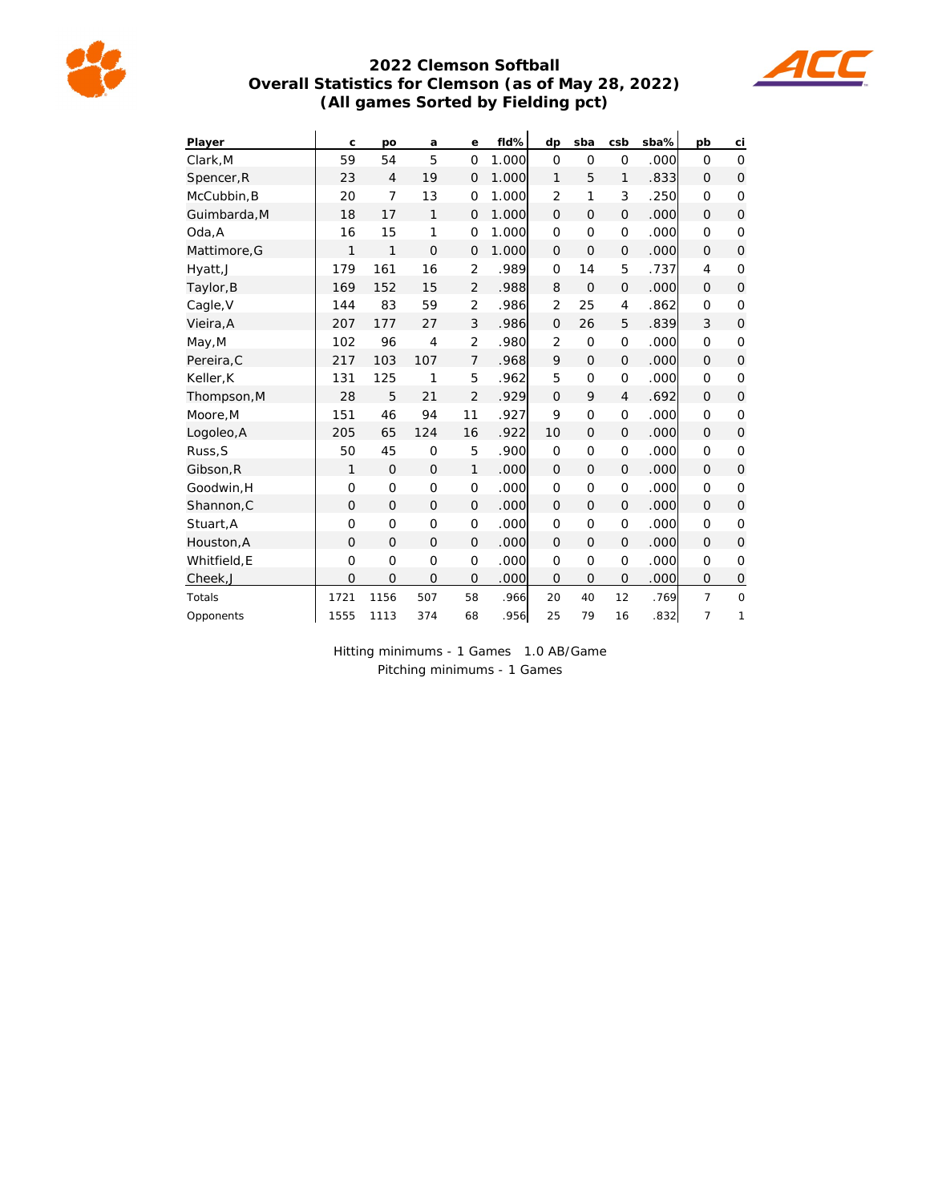# 2022 Clemson Softball
## Overall Statistics for Clemson (as of May 28, 2022)
## (All games Sorted by Fielding pct)

| Player | c | po | a | e | fld% | dp | sba | csb | sba% | pb | ci |
|---|---|---|---|---|---|---|---|---|---|---|---|
| Clark,M | 59 | 54 | 5 | 0 | 1.000 | 0 | 0 | 0 | .000 | 0 | 0 |
| Spencer,R | 23 | 4 | 19 | 0 | 1.000 | 1 | 5 | 1 | .833 | 0 | 0 |
| McCubbin,B | 20 | 7 | 13 | 0 | 1.000 | 2 | 1 | 3 | .250 | 0 | 0 |
| Guimbarda,M | 18 | 17 | 1 | 0 | 1.000 | 0 | 0 | 0 | .000 | 0 | 0 |
| Oda,A | 16 | 15 | 1 | 0 | 1.000 | 0 | 0 | 0 | .000 | 0 | 0 |
| Mattimore,G | 1 | 1 | 0 | 0 | 1.000 | 0 | 0 | 0 | .000 | 0 | 0 |
| Hyatt,J | 179 | 161 | 16 | 2 | .989 | 0 | 14 | 5 | .737 | 4 | 0 |
| Taylor,B | 169 | 152 | 15 | 2 | .988 | 8 | 0 | 0 | .000 | 0 | 0 |
| Cagle,V | 144 | 83 | 59 | 2 | .986 | 2 | 25 | 4 | .862 | 0 | 0 |
| Vieira,A | 207 | 177 | 27 | 3 | .986 | 0 | 26 | 5 | .839 | 3 | 0 |
| May,M | 102 | 96 | 4 | 2 | .980 | 2 | 0 | 0 | .000 | 0 | 0 |
| Pereira,C | 217 | 103 | 107 | 7 | .968 | 9 | 0 | 0 | .000 | 0 | 0 |
| Keller,K | 131 | 125 | 1 | 5 | .962 | 5 | 0 | 0 | .000 | 0 | 0 |
| Thompson,M | 28 | 5 | 21 | 2 | .929 | 0 | 9 | 4 | .692 | 0 | 0 |
| Moore,M | 151 | 46 | 94 | 11 | .927 | 9 | 0 | 0 | .000 | 0 | 0 |
| Logoleo,A | 205 | 65 | 124 | 16 | .922 | 10 | 0 | 0 | .000 | 0 | 0 |
| Russ,S | 50 | 45 | 0 | 5 | .900 | 0 | 0 | 0 | .000 | 0 | 0 |
| Gibson,R | 1 | 0 | 0 | 1 | .000 | 0 | 0 | 0 | .000 | 0 | 0 |
| Goodwin,H | 0 | 0 | 0 | 0 | .000 | 0 | 0 | 0 | .000 | 0 | 0 |
| Shannon,C | 0 | 0 | 0 | 0 | .000 | 0 | 0 | 0 | .000 | 0 | 0 |
| Stuart,A | 0 | 0 | 0 | 0 | .000 | 0 | 0 | 0 | .000 | 0 | 0 |
| Houston,A | 0 | 0 | 0 | 0 | .000 | 0 | 0 | 0 | .000 | 0 | 0 |
| Whitfield,E | 0 | 0 | 0 | 0 | .000 | 0 | 0 | 0 | .000 | 0 | 0 |
| Cheek,J | 0 | 0 | 0 | 0 | .000 | 0 | 0 | 0 | .000 | 0 | 0 |
| Totals | 1721 | 1156 | 507 | 58 | .966 | 20 | 40 | 12 | .769 | 7 | 0 |
| Opponents | 1555 | 1113 | 374 | 68 | .956 | 25 | 79 | 16 | .832 | 7 | 1 |

Hitting minimums - 1 Games 1.0 AB/Game

Pitching minimums - 1 Games